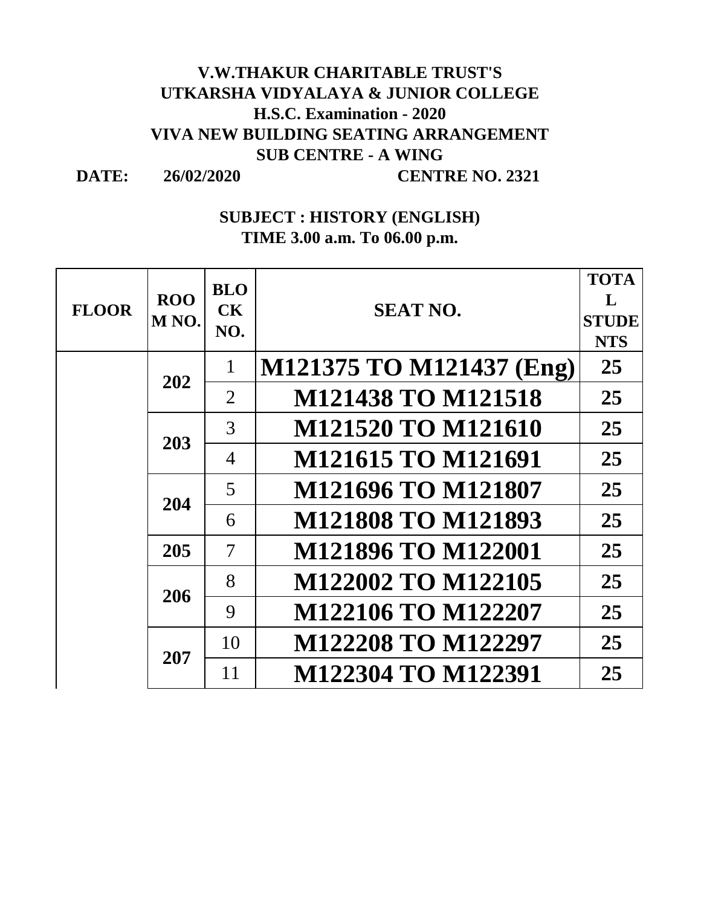**V.W.THAKUR CHARITABLE TRUST'S**
**UTKARSHA VIDYALAYA & JUNIOR COLLEGE**
**H.S.C. Examination - 2020**
**VIVA NEW BUILDING SEATING ARRANGEMENT**
**SUB CENTRE - A WING**

**DATE: 26/02/2020 CENTRE NO. 2321**

**SUBJECT : HISTORY (ENGLISH)**
**TIME 3.00 a.m. To 06.00 p.m.**

| FLOOR | ROOM NO. | BLOCK NO. | SEAT NO. | TOTAL STUDENTS |
|---|---|---|---|---|
| | 202 | 1 | M121375 TO M121437 (Eng) | 25 |
| | | 2 | M121438 TO M121518 | 25 |
| | 203 | 3 | M121520 TO M121610 | 25 |
| | | 4 | M121615 TO M121691 | 25 |
| | 204 | 5 | M121696 TO M121807 | 25 |
| | | 6 | M121808 TO M121893 | 25 |
| | 205 | 7 | M121896 TO M122001 | 25 |
| | 206 | 8 | M122002 TO M122105 | 25 |
| | | 9 | M122106 TO M122207 | 25 |
| | 207 | 10 | M122208 TO M122297 | 25 |
| | | 11 | M122304 TO M122391 | 25 |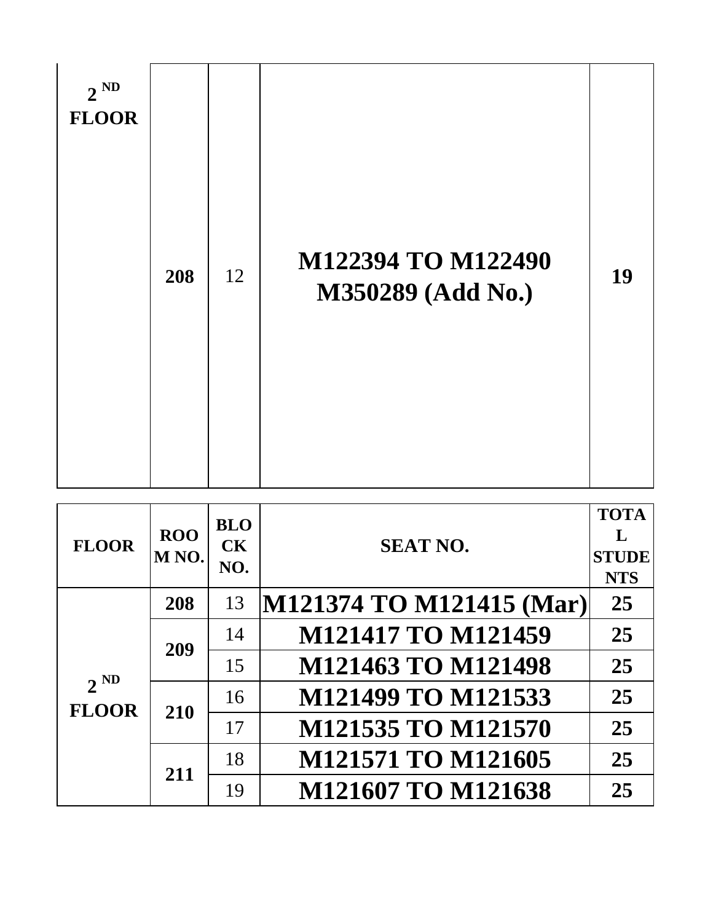| 2 ND FLOOR | 208 | 12 | M122394 TO M122490 M350289 (Add No.) | 19 |
|---|---|---|---|---|

| FLOOR | ROOM NO. | BLOCK NO. | SEAT NO. | TOTAL STUDENTS |
|---|---|---|---|---|
| 2 ND FLOOR | 208 | 13 | M121374 TO M121415 (Mar) | 25 |
| | 209 | 14 | M121417 TO M121459 | 25 |
| | | 15 | M121463 TO M121498 | 25 |
| | 210 | 16 | M121499 TO M121533 | 25 |
| | | 17 | M121535 TO M121570 | 25 |
| | 211 | 18 | M121571 TO M121605 | 25 |
| | | 19 | M121607 TO M121638 | 25 |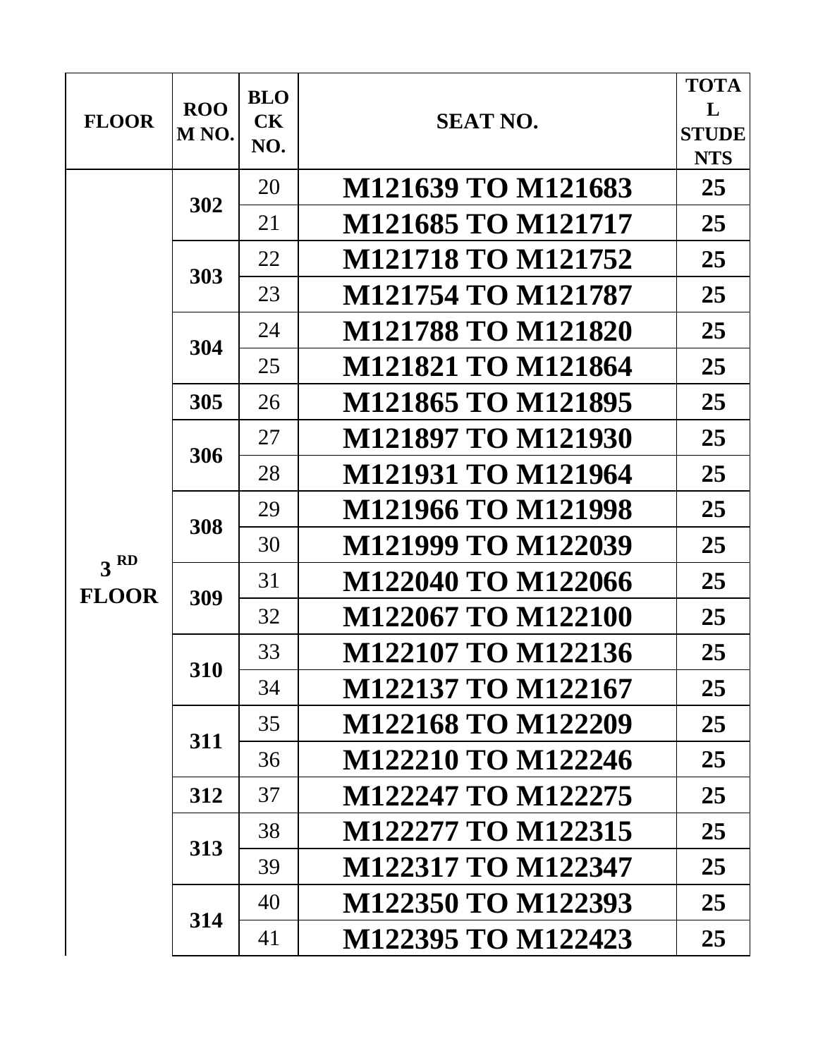| FLOOR | ROOM NO. | BLOCK NO. | SEAT NO. | TOTAL STUDENTS |
|---|---|---|---|---|
| 3 RD FLOOR | 302 | 20 | **M121639 TO M121683** | 25 |
| | | 21 | **M121685 TO M121717** | 25 |
| | 303 | 22 | **M121718 TO M121752** | 25 |
| | | 23 | **M121754 TO M121787** | 25 |
| | 304 | 24 | **M121788 TO M121820** | 25 |
| | | 25 | **M121821 TO M121864** | 25 |
| | 305 | 26 | **M121865 TO M121895** | 25 |
| | 306 | 27 | **M121897 TO M121930** | 25 |
| | | 28 | **M121931 TO M121964** | 25 |
| | 308 | 29 | **M121966 TO M121998** | 25 |
| | | 30 | **M121999 TO M122039** | 25 |
| | 309 | 31 | **M122040 TO M122066** | 25 |
| | | 32 | **M122067 TO M122100** | 25 |
| | 310 | 33 | **M122107 TO M122136** | 25 |
| | | 34 | **M122137 TO M122167** | 25 |
| | 311 | 35 | **M122168 TO M122209** | 25 |
| | | 36 | **M122210 TO M122246** | 25 |
| | 312 | 37 | **M122247 TO M122275** | 25 |
| | 313 | 38 | **M122277 TO M122315** | 25 |
| | | 39 | **M122317 TO M122347** | 25 |
| | 314 | 40 | **M122350 TO M122393** | 25 |
| | | 41 | **M122395 TO M122423** | 25 |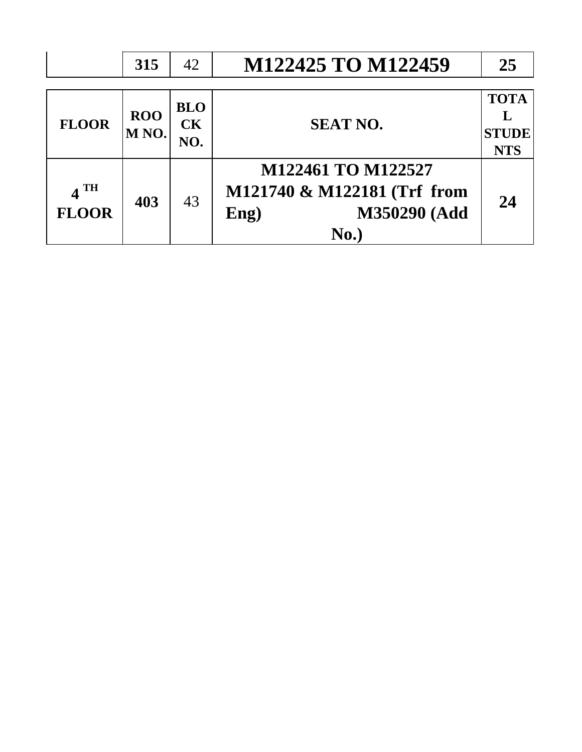| | | | | |
|---|---|---|---|---|
| | 315 | 42 | **M122425 TO M122459** | 25 |

| FLOOR | ROOM NO. | BLOCK NO. | SEAT NO. | TOTAL STUDENTS |
|---|---|---|---|---|
| 4 TH FLOOR | 403 | 43 | M122461 TO M122527 M121740 & M122181 (Trf from Eng) M350290 (Add No.) | 24 |